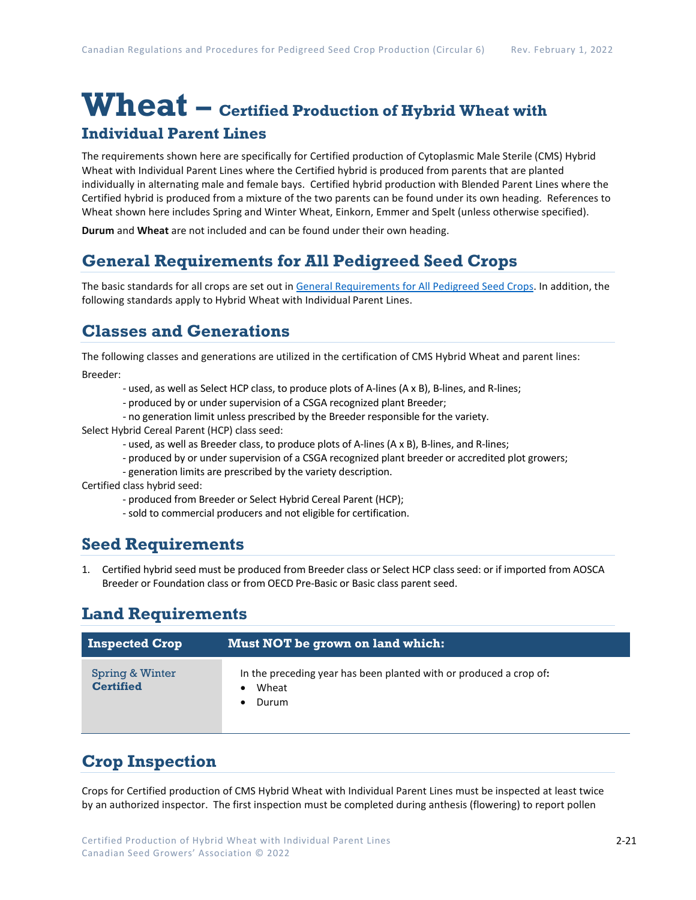# Wheat – Certified Production of Hybrid Wheat with Individual Parent Lines

The requirements shown here are specifically for Certified production of Cytoplasmic Male Sterile (CMS) Hybrid Wheat with Individual Parent Lines where the Certified hybrid is produced from parents that are planted individually in alternating male and female bays. Certified hybrid production with Blended Parent Lines where the Certified hybrid is produced from a mixture of the two parents can be found under its own heading. References to Wheat shown here includes Spring and Winter Wheat, Einkorn, Emmer and Spelt (unless otherwise specified).

**Durum** and **Wheat** are not included and can be found under their own heading.

## General Requirements for All Pedigreed Seed Crops

The basic standards for all crops are set out in General Requirements for All Pedigreed Seed Crops. In addition, the following standards apply to Hybrid Wheat with Individual Parent Lines.

## Classes and Generations

The following classes and generations are utilized in the certification of CMS Hybrid Wheat and parent lines:

Breeder:

- used, as well as Select HCP class, to produce plots of A-lines (A x B), B-lines, and R-lines;
- produced by or under supervision of a CSGA recognized plant Breeder;
- no generation limit unless prescribed by the Breeder responsible for the variety.

Select Hybrid Cereal Parent (HCP) class seed:

- used, as well as Breeder class, to produce plots of A-lines (A x B), B-lines, and R-lines;
- produced by or under supervision of a CSGA recognized plant breeder or accredited plot growers;
- generation limits are prescribed by the variety description.

Certified class hybrid seed:

- produced from Breeder or Select Hybrid Cereal Parent (HCP);
- sold to commercial producers and not eligible for certification.

## Seed Requirements

1. Certified hybrid seed must be produced from Breeder class or Select HCP class seed: or if imported from AOSCA Breeder or Foundation class or from OECD Pre-Basic or Basic class parent seed.

## Land Requirements

| Inspected Crop | Must NOT be grown on land which: |
|---|---|
| Spring & Winter **Certified** | In the preceding year has been planted with or produced a crop of**:** <br>• Wheat <br>• Durum |

## Crop Inspection

Crops for Certified production of CMS Hybrid Wheat with Individual Parent Lines must be inspected at least twice by an authorized inspector. The first inspection must be completed during anthesis (flowering) to report pollen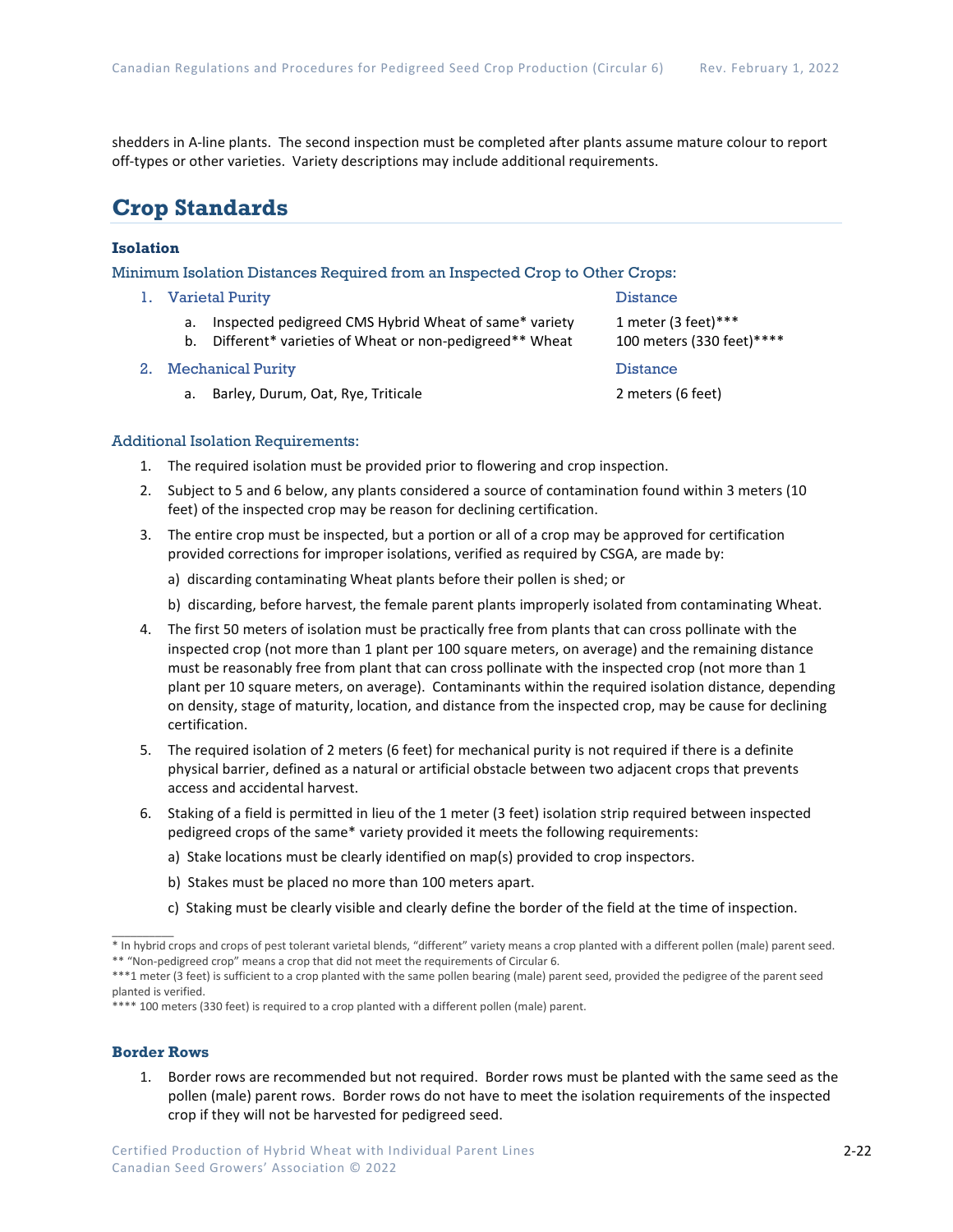shedders in A-line plants. The second inspection must be completed after plants assume mature colour to report off-types or other varieties. Variety descriptions may include additional requirements.

## Crop Standards

### Isolation

#### Minimum Isolation Distances Required from an Inspected Crop to Other Crops:

| | Distance |
|---|---|
| **1. Varietal Purity** | |
| a. Inspected pedigreed CMS Hybrid Wheat of same* variety | 1 meter (3 feet)*** |
| b. Different* varieties of Wheat or non-pedigreed** Wheat | 100 meters (330 feet)**** |
| **2. Mechanical Purity** | |
| a. Barley, Durum, Oat, Rye, Triticale | 2 meters (6 feet) |

#### Additional Isolation Requirements:

1. The required isolation must be provided prior to flowering and crop inspection.
2. Subject to 5 and 6 below, any plants considered a source of contamination found within 3 meters (10 feet) of the inspected crop may be reason for declining certification.
3. The entire crop must be inspected, but a portion or all of a crop may be approved for certification provided corrections for improper isolations, verified as required by CSGA, are made by:

   a) discarding contaminating Wheat plants before their pollen is shed; or

   b) discarding, before harvest, the female parent plants improperly isolated from contaminating Wheat.
4. The first 50 meters of isolation must be practically free from plants that can cross pollinate with the inspected crop (not more than 1 plant per 100 square meters, on average) and the remaining distance must be reasonably free from plant that can cross pollinate with the inspected crop (not more than 1 plant per 10 square meters, on average). Contaminants within the required isolation distance, depending on density, stage of maturity, location, and distance from the inspected crop, may be cause for declining certification.
5. The required isolation of 2 meters (6 feet) for mechanical purity is not required if there is a definite physical barrier, defined as a natural or artificial obstacle between two adjacent crops that prevents access and accidental harvest.
6. Staking of a field is permitted in lieu of the 1 meter (3 feet) isolation strip required between inspected pedigreed crops of the same* variety provided it meets the following requirements:

   a) Stake locations must be clearly identified on map(s) provided to crop inspectors.

   b) Stakes must be placed no more than 100 meters apart.

   c) Staking must be clearly visible and clearly define the border of the field at the time of inspection.

---

* In hybrid crops and crops of pest tolerant varietal blends, "different" variety means a crop planted with a different pollen (male) parent seed.

** "Non-pedigreed crop" means a crop that did not meet the requirements of Circular 6.

***1 meter (3 feet) is sufficient to a crop planted with the same pollen bearing (male) parent seed, provided the pedigree of the parent seed planted is verified.

**** 100 meters (330 feet) is required to a crop planted with a different pollen (male) parent.

### Border Rows

1. Border rows are recommended but not required. Border rows must be planted with the same seed as the pollen (male) parent rows. Border rows do not have to meet the isolation requirements of the inspected crop if they will not be harvested for pedigreed seed.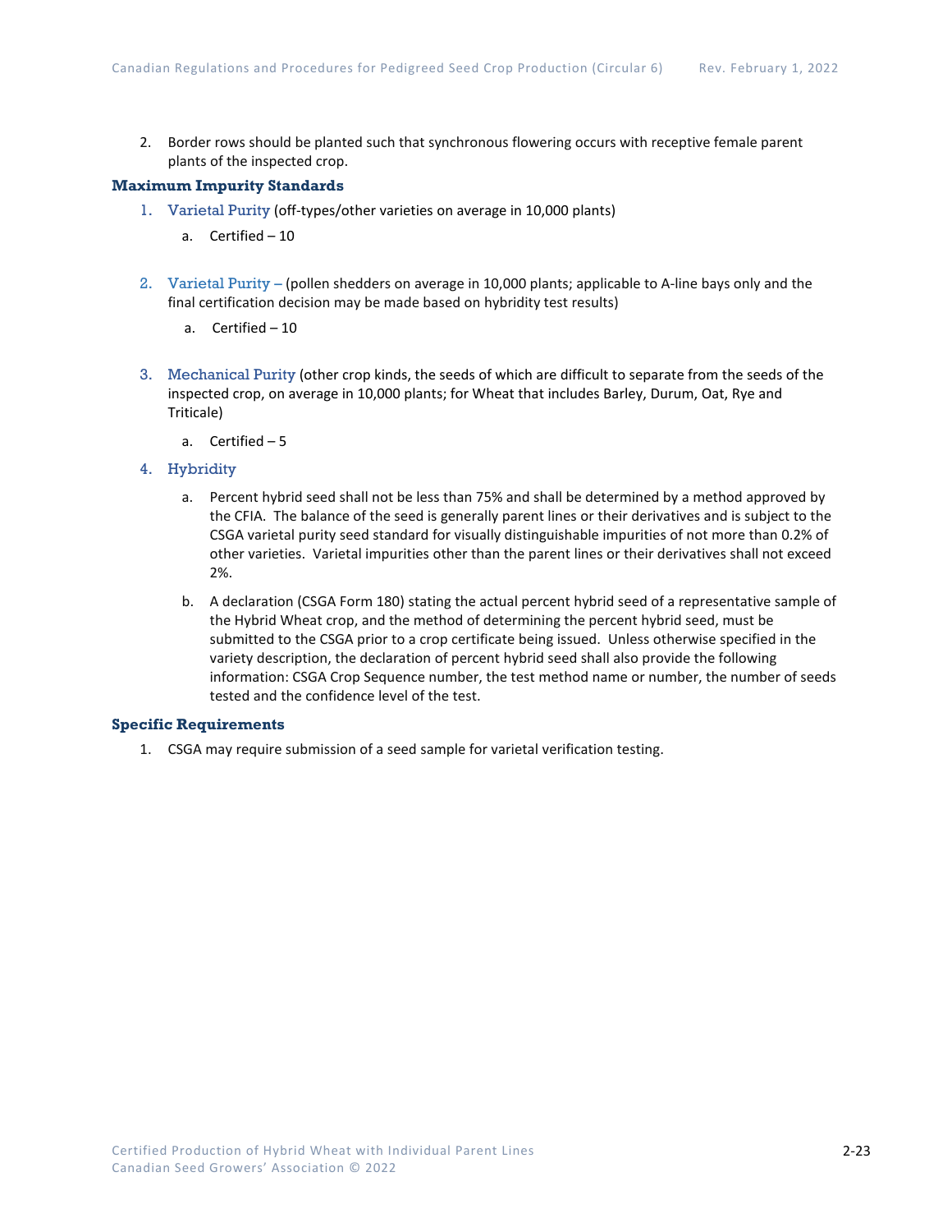2. Border rows should be planted such that synchronous flowering occurs with receptive female parent plants of the inspected crop.

### Maximum Impurity Standards

1. Varietal Purity (off-types/other varieties on average in 10,000 plants)
   a. Certified – 10

2. Varietal Purity – (pollen shedders on average in 10,000 plants; applicable to A-line bays only and the final certification decision may be made based on hybridity test results)
   a. Certified – 10

3. Mechanical Purity (other crop kinds, the seeds of which are difficult to separate from the seeds of the inspected crop, on average in 10,000 plants; for Wheat that includes Barley, Durum, Oat, Rye and Triticale)
   a. Certified – 5

4. Hybridity
   a. Percent hybrid seed shall not be less than 75% and shall be determined by a method approved by the CFIA. The balance of the seed is generally parent lines or their derivatives and is subject to the CSGA varietal purity seed standard for visually distinguishable impurities of not more than 0.2% of other varieties. Varietal impurities other than the parent lines or their derivatives shall not exceed 2%.
   b. A declaration (CSGA Form 180) stating the actual percent hybrid seed of a representative sample of the Hybrid Wheat crop, and the method of determining the percent hybrid seed, must be submitted to the CSGA prior to a crop certificate being issued. Unless otherwise specified in the variety description, the declaration of percent hybrid seed shall also provide the following information: CSGA Crop Sequence number, the test method name or number, the number of seeds tested and the confidence level of the test.

### Specific Requirements

1. CSGA may require submission of a seed sample for varietal verification testing.